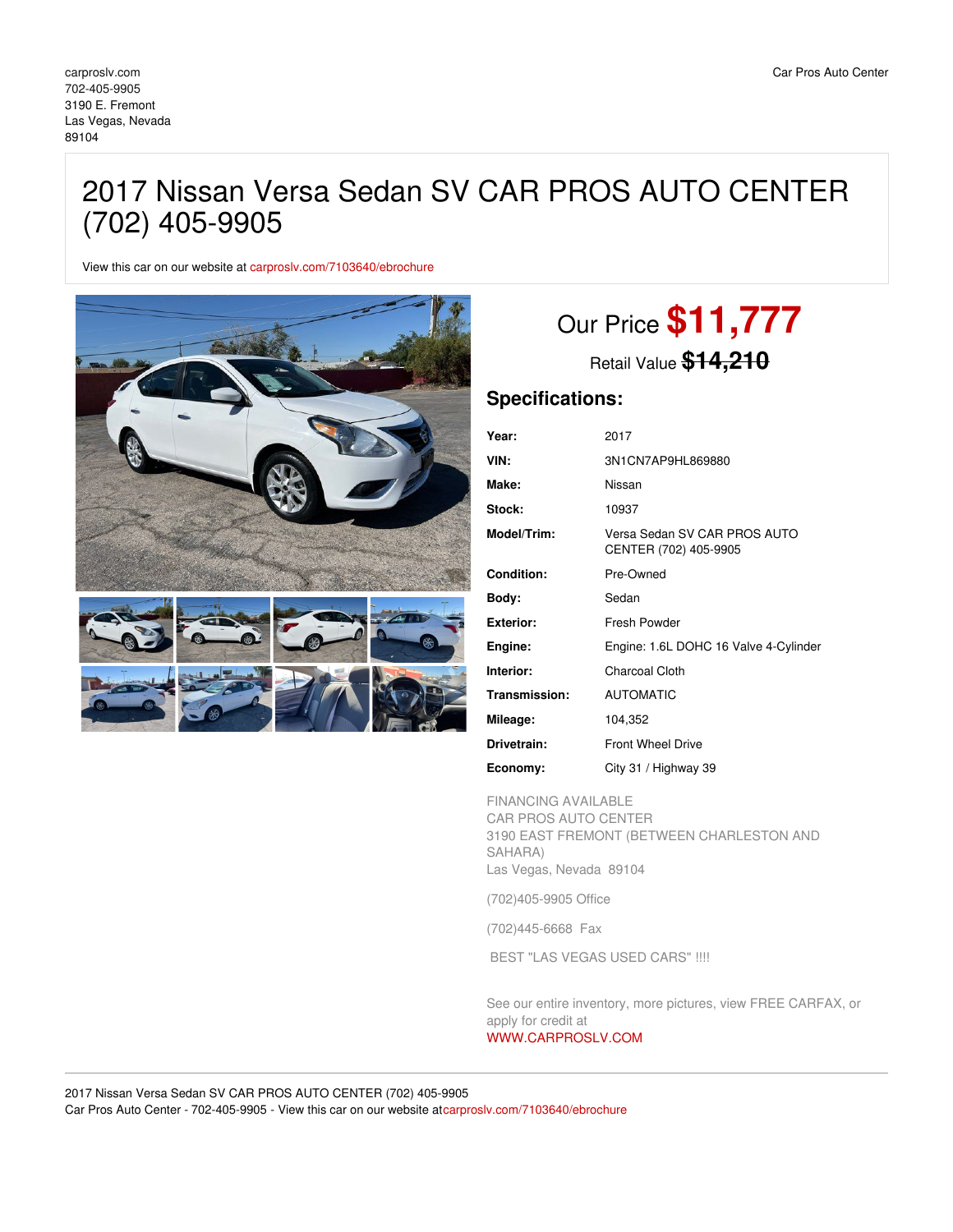carproslv.com
702-405-9905
3190 E. Fremont
Las Vegas, Nevada
89104

Car Pros Auto Center

# 2017 Nissan Versa Sedan SV CAR PROS AUTO CENTER (702) 405-9905

View this car on our website at carproslv.com/7103640/ebrochure

## Our Price **$11,777**

Retail Value ~~$14,210~~

## Specifications:

| | |
|---|---|
| **Year:** | 2017 |
| **VIN:** | 3N1CN7AP9HL869880 |
| **Make:** | Nissan |
| **Stock:** | 10937 |
| **Model/Trim:** | Versa Sedan SV CAR PROS AUTO CENTER (702) 405-9905 |
| **Condition:** | Pre-Owned |
| **Body:** | Sedan |
| **Exterior:** | Fresh Powder |
| **Engine:** | Engine: 1.6L DOHC 16 Valve 4-Cylinder |
| **Interior:** | Charcoal Cloth |
| **Transmission:** | AUTOMATIC |
| **Mileage:** | 104,352 |
| **Drivetrain:** | Front Wheel Drive |
| **Economy:** | City 31 / Highway 39 |

FINANCING AVAILABLE
CAR PROS AUTO CENTER
3190 EAST FREMONT (BETWEEN CHARLESTON AND SAHARA)
Las Vegas, Nevada 89104

(702)405-9905 Office

(702)445-6668 Fax

BEST "LAS VEGAS USED CARS" !!!!

See our entire inventory, more pictures, view FREE CARFAX, or apply for credit at
WWW.CARPROSLV.COM

2017 Nissan Versa Sedan SV CAR PROS AUTO CENTER (702) 405-9905
Car Pros Auto Center - 702-405-9905 - View this car on our website at carproslv.com/7103640/ebrochure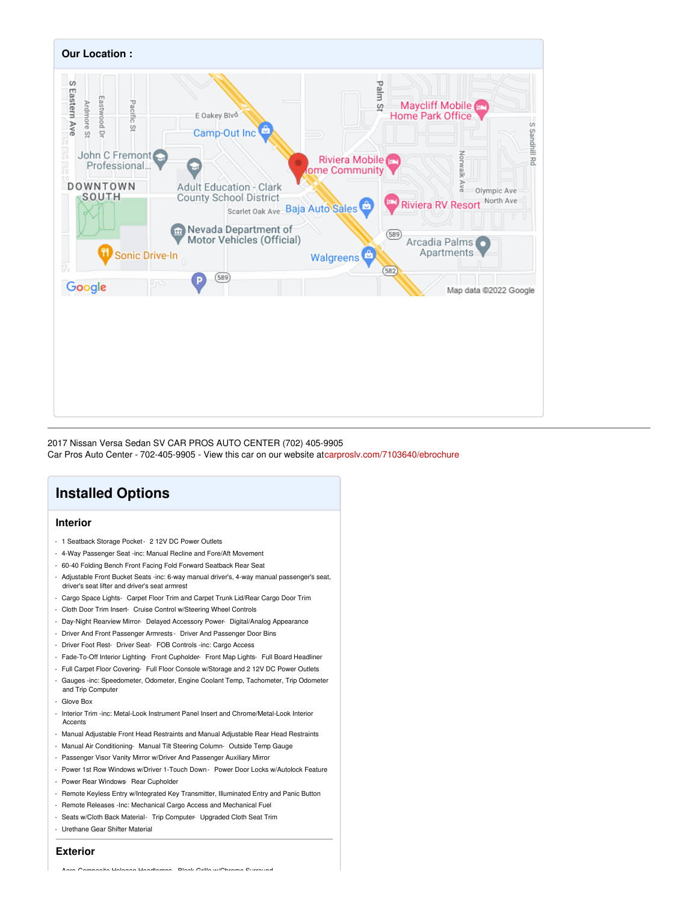## Our Location :

2017 Nissan Versa Sedan SV CAR PROS AUTO CENTER (702) 405-9905
Car Pros Auto Center - 702-405-9905 - View this car on our website atcarproslv.com/7103640/ebrochure

## Installed Options

### Interior

- 1 Seatback Storage Pocket - 2 12V DC Power Outlets
- 4-Way Passenger Seat -inc: Manual Recline and Fore/Aft Movement
- 60-40 Folding Bench Front Facing Fold Forward Seatback Rear Seat
- Adjustable Front Bucket Seats -inc: 6-way manual driver's, 4-way manual passenger's seat, driver's seat lifter and driver's seat armrest
- Cargo Space Lights - Carpet Floor Trim and Carpet Trunk Lid/Rear Cargo Door Trim
- Cloth Door Trim Insert - Cruise Control w/Steering Wheel Controls
- Day-Night Rearview Mirror - Delayed Accessory Power - Digital/Analog Appearance
- Driver And Front Passenger Armrests - Driver And Passenger Door Bins
- Driver Foot Rest - Driver Seat - FOB Controls -inc: Cargo Access
- Fade-To-Off Interior Lighting - Front Cupholder - Front Map Lights - Full Board Headliner
- Full Carpet Floor Covering - Full Floor Console w/Storage and 2 12V DC Power Outlets
- Gauges -inc: Speedometer, Odometer, Engine Coolant Temp, Tachometer, Trip Odometer and Trip Computer
- Glove Box
- Interior Trim -inc: Metal-Look Instrument Panel Insert and Chrome/Metal-Look Interior Accents
- Manual Adjustable Front Head Restraints and Manual Adjustable Rear Head Restraints
- Manual Air Conditioning - Manual Tilt Steering Column - Outside Temp Gauge
- Passenger Visor Vanity Mirror w/Driver And Passenger Auxiliary Mirror
- Power 1st Row Windows w/Driver 1-Touch Down - Power Door Locks w/Autolock Feature
- Power Rear Windows - Rear Cupholder
- Remote Keyless Entry w/Integrated Key Transmitter, Illuminated Entry and Panic Button
- Remote Releases -Inc: Mechanical Cargo Access and Mechanical Fuel
- Seats w/Cloth Back Material - Trip Computer - Upgraded Cloth Seat Trim
- Urethane Gear Shifter Material

### Exterior

- Aero-Composite Halogen Headlamps - Black Grille w/Chrome Surround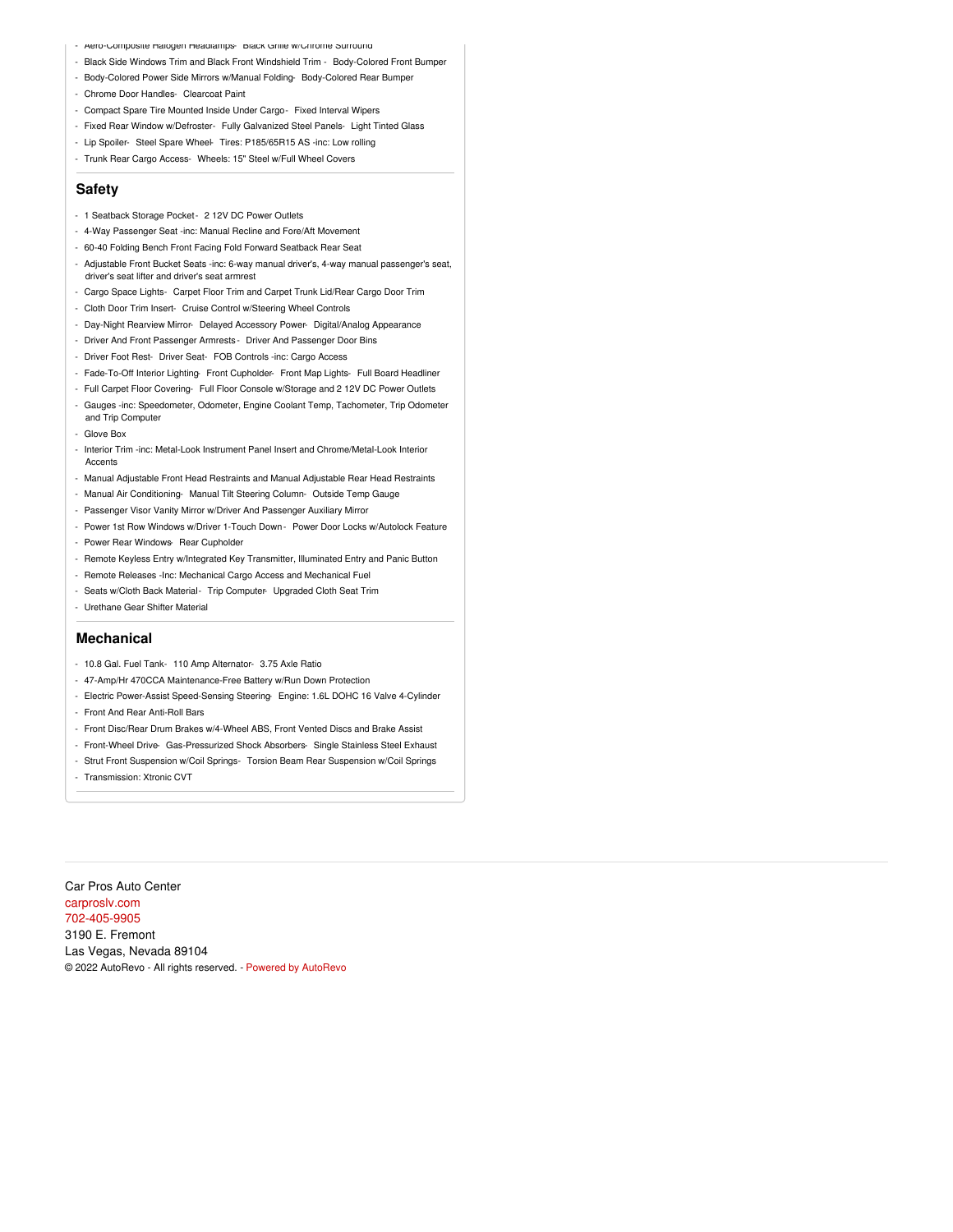- Aero-Composite Halogen Headlamps- Black Grille w/Chrome Surround
- Black Side Windows Trim and Black Front Windshield Trim - Body-Colored Front Bumper
- Body-Colored Power Side Mirrors w/Manual Folding- Body-Colored Rear Bumper
- Chrome Door Handles- Clearcoat Paint
- Compact Spare Tire Mounted Inside Under Cargo- Fixed Interval Wipers
- Fixed Rear Window w/Defroster- Fully Galvanized Steel Panels- Light Tinted Glass
- Lip Spoiler- Steel Spare Wheel- Tires: P185/65R15 AS -inc: Low rolling
- Trunk Rear Cargo Access- Wheels: 15" Steel w/Full Wheel Covers

## Safety

- 1 Seatback Storage Pocket- 2 12V DC Power Outlets
- 4-Way Passenger Seat -inc: Manual Recline and Fore/Aft Movement
- 60-40 Folding Bench Front Facing Fold Forward Seatback Rear Seat
- Adjustable Front Bucket Seats -inc: 6-way manual driver's, 4-way manual passenger's seat, driver's seat lifter and driver's seat armrest
- Cargo Space Lights- Carpet Floor Trim and Carpet Trunk Lid/Rear Cargo Door Trim
- Cloth Door Trim Insert- Cruise Control w/Steering Wheel Controls
- Day-Night Rearview Mirror- Delayed Accessory Power- Digital/Analog Appearance
- Driver And Front Passenger Armrests- Driver And Passenger Door Bins
- Driver Foot Rest- Driver Seat- FOB Controls -inc: Cargo Access
- Fade-To-Off Interior Lighting- Front Cupholder- Front Map Lights- Full Board Headliner
- Full Carpet Floor Covering- Full Floor Console w/Storage and 2 12V DC Power Outlets
- Gauges -inc: Speedometer, Odometer, Engine Coolant Temp, Tachometer, Trip Odometer and Trip Computer
- Glove Box
- Interior Trim -inc: Metal-Look Instrument Panel Insert and Chrome/Metal-Look Interior Accents
- Manual Adjustable Front Head Restraints and Manual Adjustable Rear Head Restraints
- Manual Air Conditioning- Manual Tilt Steering Column- Outside Temp Gauge
- Passenger Visor Vanity Mirror w/Driver And Passenger Auxiliary Mirror
- Power 1st Row Windows w/Driver 1-Touch Down- Power Door Locks w/Autolock Feature
- Power Rear Windows- Rear Cupholder
- Remote Keyless Entry w/Integrated Key Transmitter, Illuminated Entry and Panic Button
- Remote Releases -Inc: Mechanical Cargo Access and Mechanical Fuel
- Seats w/Cloth Back Material- Trip Computer- Upgraded Cloth Seat Trim
- Urethane Gear Shifter Material

## Mechanical

- 10.8 Gal. Fuel Tank- 110 Amp Alternator- 3.75 Axle Ratio
- 47-Amp/Hr 470CCA Maintenance-Free Battery w/Run Down Protection
- Electric Power-Assist Speed-Sensing Steering- Engine: 1.6L DOHC 16 Valve 4-Cylinder
- Front And Rear Anti-Roll Bars
- Front Disc/Rear Drum Brakes w/4-Wheel ABS, Front Vented Discs and Brake Assist
- Front-Wheel Drive- Gas-Pressurized Shock Absorbers- Single Stainless Steel Exhaust
- Strut Front Suspension w/Coil Springs- Torsion Beam Rear Suspension w/Coil Springs
- Transmission: Xtronic CVT

Car Pros Auto Center
carproslv.com
702-405-9905
3190 E. Fremont
Las Vegas, Nevada 89104
© 2022 AutoRevo - All rights reserved. - Powered by AutoRevo